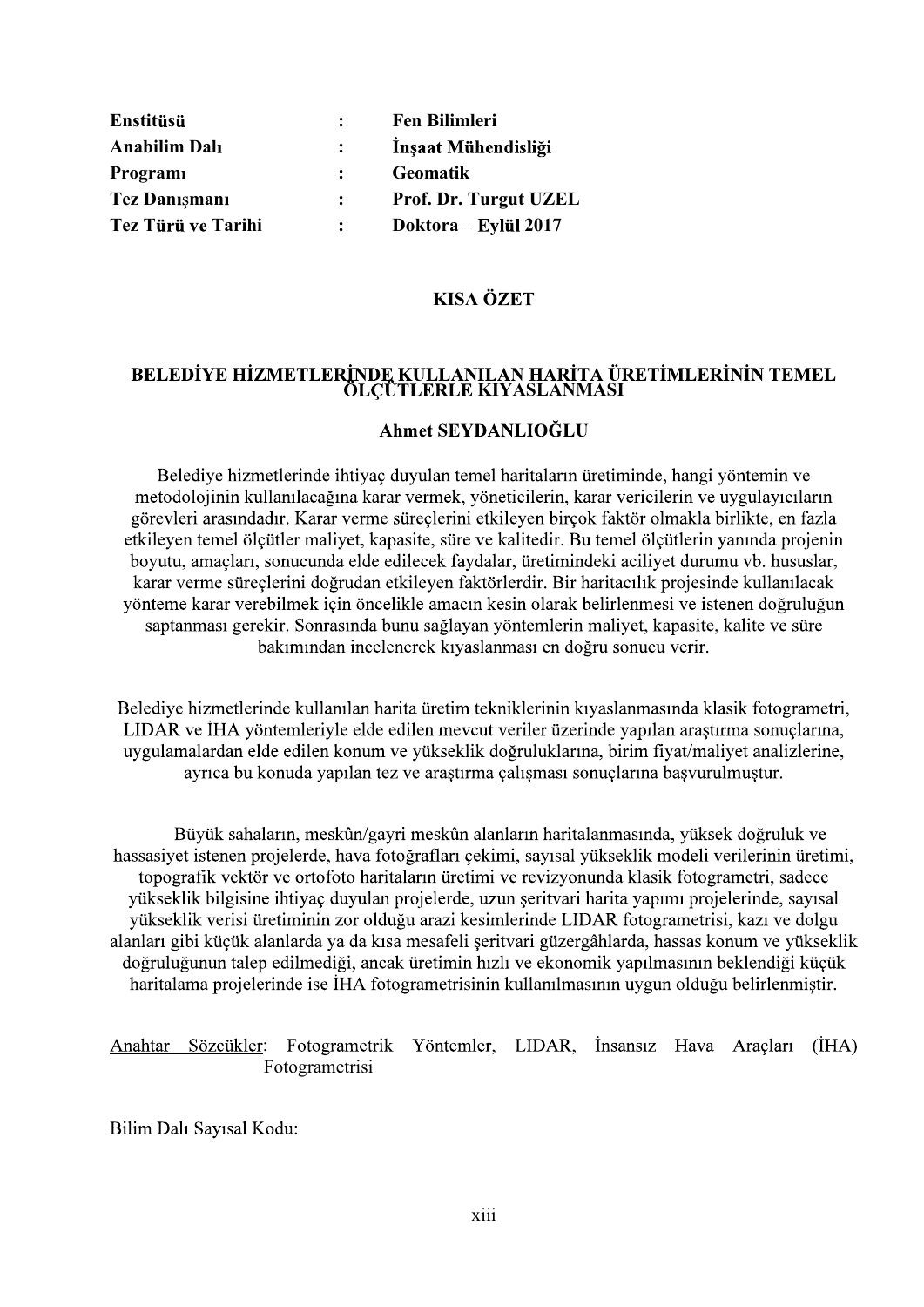| | | |
|---|---|---|
| **Enstitüsü** | **:** | **Fen Bilimleri** |
| **Anabilim Dalı** | **:** | **İnşaat Mühendisliği** |
| **Programı** | **:** | **Geomatik** |
| **Tez Danışmanı** | **:** | **Prof. Dr. Turgut UZEL** |
| **Tez Türü ve Tarihi** | **:** | **Doktora – Eylül 2017** |

## KISA ÖZET

### BELEDİYE HİZMETLERİNDE KULLANILAN HARİTA ÜRETİMLERİNİN TEMEL ÖLÇÜTLERLE KIYASLANMASI

**Ahmet SEYDANLIOĞLU**

Belediye hizmetlerinde ihtiyaç duyulan temel haritaların üretiminde, hangi yöntemin ve metodolojinin kullanılacağına karar vermek, yöneticilerin, karar vericilerin ve uygulayıcıların görevleri arasındadır. Karar verme süreçlerini etkileyen birçok faktör olmakla birlikte, en fazla etkileyen temel ölçütler maliyet, kapasite, süre ve kalitedir. Bu temel ölçütlerin yanında projenin boyutu, amaçları, sonucunda elde edilecek faydalar, üretimindeki aciliyet durumu vb. hususlar, karar verme süreçlerini doğrudan etkileyen faktörlerdir. Bir haritacılık projesinde kullanılacak yönteme karar verebilmek için öncelikle amacın kesin olarak belirlenmesi ve istenen doğruluğun saptanması gerekir. Sonrasında bunu sağlayan yöntemlerin maliyet, kapasite, kalite ve süre bakımından incelenerek kıyaslanması en doğru sonucu verir.

Belediye hizmetlerinde kullanılan harita üretim tekniklerinin kıyaslanmasında klasik fotogrametri, LIDAR ve İHA yöntemleriyle elde edilen mevcut veriler üzerinde yapılan araştırma sonuçlarına, uygulamalardan elde edilen konum ve yükseklik doğruluklarına, birim fiyat/maliyet analizlerine, ayrıca bu konuda yapılan tez ve araştırma çalışması sonuçlarına başvurulmuştur.

Büyük sahaların, meskûn/gayri meskûn alanların haritalanmasında, yüksek doğruluk ve hassasiyet istenen projelerde, hava fotoğrafları çekimi, sayısal yükseklik modeli verilerinin üretimi, topografik vektör ve ortofoto haritaların üretimi ve revizyonunda klasik fotogrametri, sadece yükseklik bilgisine ihtiyaç duyulan projelerde, uzun şeritvari harita yapımı projelerinde, sayısal yükseklik verisi üretiminin zor olduğu arazi kesimlerinde LIDAR fotogrametrisi, kazı ve dolgu alanları gibi küçük alanlarda ya da kısa mesafeli şeritvari güzergâhlarda, hassas konum ve yükseklik doğruluğunun talep edilmediği, ancak üretimin hızlı ve ekonomik yapılmasının beklendiği küçük haritalama projelerinde ise İHA fotogrametrisinin kullanılmasının uygun olduğu belirlenmiştir.

Anahtar Sözcükler: Fotogrametrik Yöntemler, LIDAR, İnsansız Hava Araçları (İHA) Fotogrametrisi

Bilim Dalı Sayısal Kodu: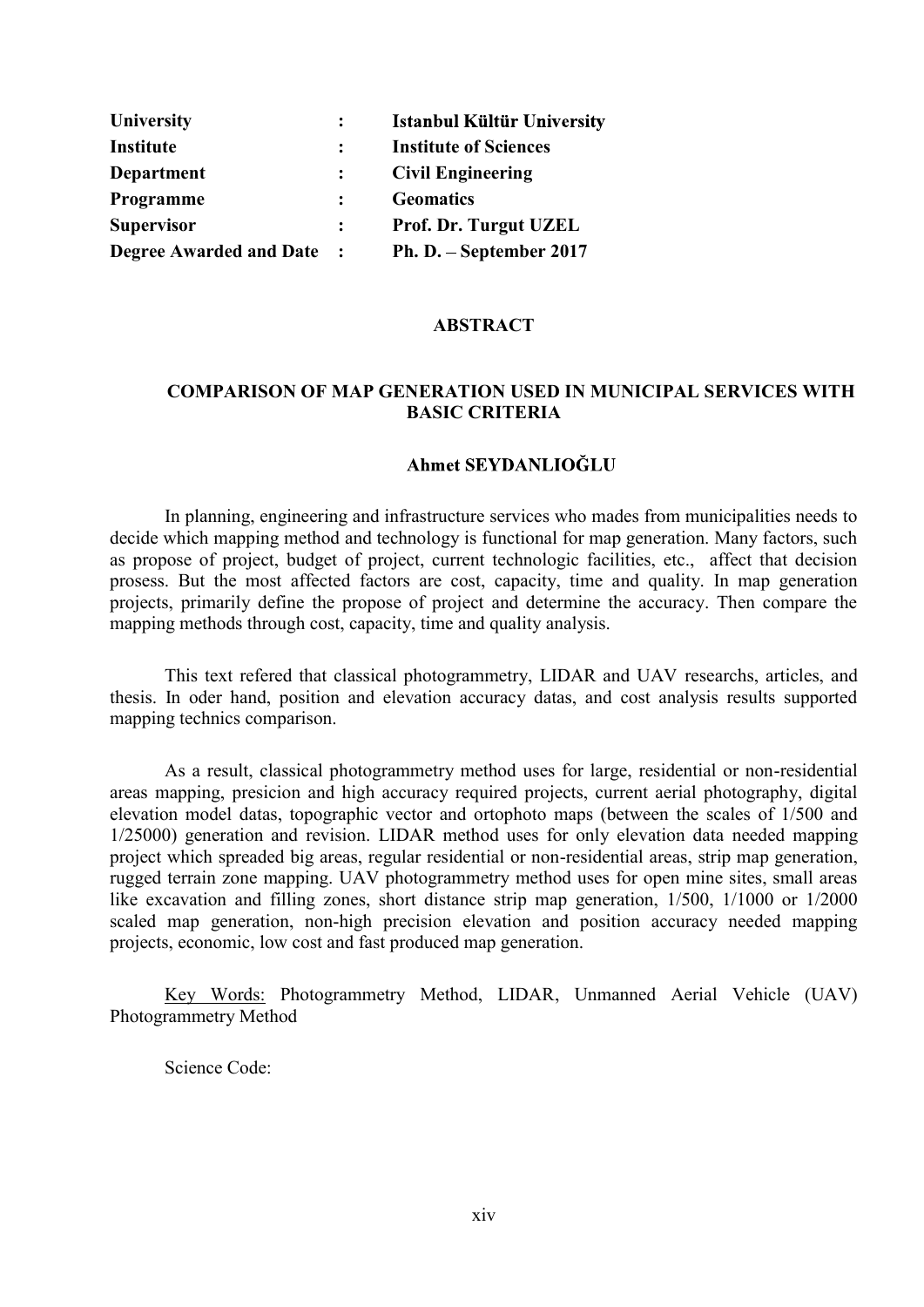| | | |
|---|---|---|
| **University** | **:** | **Istanbul Kültür University** |
| **Institute** | **:** | **Institute of Sciences** |
| **Department** | **:** | **Civil Engineering** |
| **Programme** | **:** | **Geomatics** |
| **Supervisor** | **:** | **Prof. Dr. Turgut UZEL** |
| **Degree Awarded and Date** | **:** | **Ph. D. – September 2017** |

## ABSTRACT

### COMPARISON OF MAP GENERATION USED IN MUNICIPAL SERVICES WITH BASIC CRITERIA

**Ahmet SEYDANLIOĞLU**

In planning, engineering and infrastructure services who mades from municipalities needs to decide which mapping method and technology is functional for map generation. Many factors, such as propose of project, budget of project, current technologic facilities, etc., affect that decision prosess. But the most affected factors are cost, capacity, time and quality. In map generation projects, primarily define the propose of project and determine the accuracy. Then compare the mapping methods through cost, capacity, time and quality analysis.

This text refered that classical photogrammetry, LIDAR and UAV researchs, articles, and thesis. In oder hand, position and elevation accuracy datas, and cost analysis results supported mapping technics comparison.

As a result, classical photogrammetry method uses for large, residential or non-residential areas mapping, presicion and high accuracy required projects, current aerial photography, digital elevation model datas, topographic vector and ortophoto maps (between the scales of 1/500 and 1/25000) generation and revision. LIDAR method uses for only elevation data needed mapping project which spreaded big areas, regular residential or non-residential areas, strip map generation, rugged terrain zone mapping. UAV photogrammetry method uses for open mine sites, small areas like excavation and filling zones, short distance strip map generation, 1/500, 1/1000 or 1/2000 scaled map generation, non-high precision elevation and position accuracy needed mapping projects, economic, low cost and fast produced map generation.

Key Words: Photogrammetry Method, LIDAR, Unmanned Aerial Vehicle (UAV) Photogrammetry Method

Science Code: